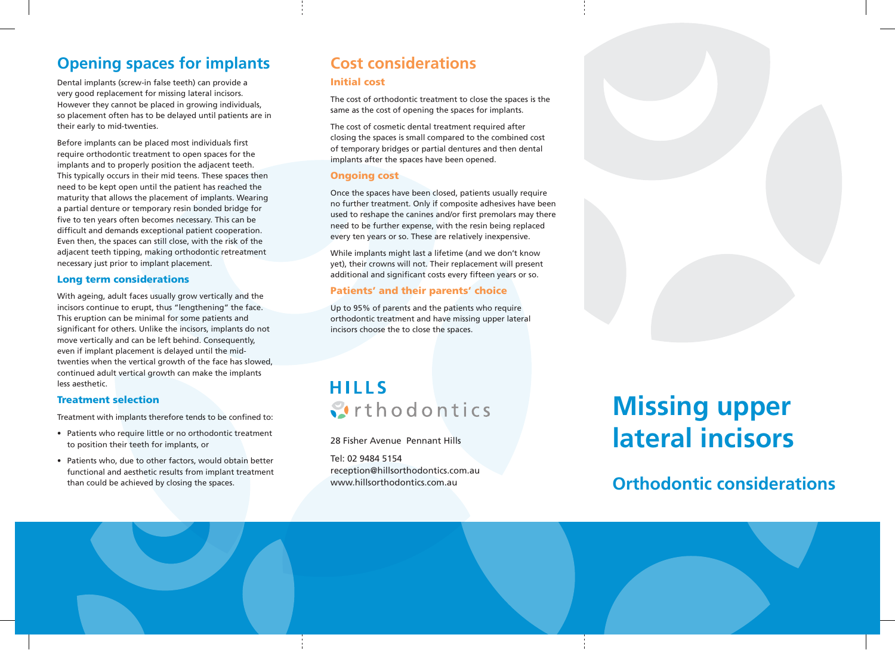## Opening spaces for implants

Dental implants (screw-in false teeth) can provide a very good replacement for missing lateral incisors. However they cannot be placed in growing individuals, so placement often has to be delayed until patients are in their early to mid-twenties.

Before implants can be placed most individuals first require orthodontic treatment to open spaces for the implants and to properly position the adjacent teeth. This typically occurs in their mid teens. These spaces then need to be kept open until the patient has reached the maturity that allows the placement of implants. Wearing a partial denture or temporary resin bonded bridge for five to ten years often becomes necessary. This can be difficult and demands exceptional patient cooperation. Even then, the spaces can still close, with the risk of the adjacent teeth tipping, making orthodontic retreatment necessary just prior to implant placement.

### Long term considerations

With ageing, adult faces usually grow vertically and the incisors continue to erupt, thus "lengthening" the face. This eruption can be minimal for some patients and significant for others. Unlike the incisors, implants do not move vertically and can be left behind. Consequently, even if implant placement is delayed until the mid-twenties when the vertical growth of the face has slowed, continued adult vertical growth can make the implants less aesthetic.

### Treatment selection

Treatment with implants therefore tends to be confined to:

- Patients who require little or no orthodontic treatment to position their teeth for implants, or
- Patients who, due to other factors, would obtain better functional and aesthetic results from implant treatment than could be achieved by closing the spaces.

## Cost considerations

### Initial cost

The cost of orthodontic treatment to close the spaces is the same as the cost of opening the spaces for implants.

The cost of cosmetic dental treatment required after closing the spaces is small compared to the combined cost of temporary bridges or partial dentures and then dental implants after the spaces have been opened.

### Ongoing cost

Once the spaces have been closed, patients usually require no further treatment. Only if composite adhesives have been used to reshape the canines and/or first premolars may there need to be further expense, with the resin being replaced every ten years or so. These are relatively inexpensive.

While implants might last a lifetime (and we don't know yet), their crowns will not. Their replacement will present additional and significant costs every fifteen years or so.

### Patients' and their parents' choice

Up to 95% of parents and the patients who require orthodontic treatment and have missing upper lateral incisors choose the to close the spaces.

**HILLS orthodontics**

28 Fisher Avenue Pennant Hills

Tel: 02 9484 5154
reception@hillsorthodontics.com.au
www.hillsorthodontics.com.au

# Missing upper lateral incisors

## Orthodontic considerations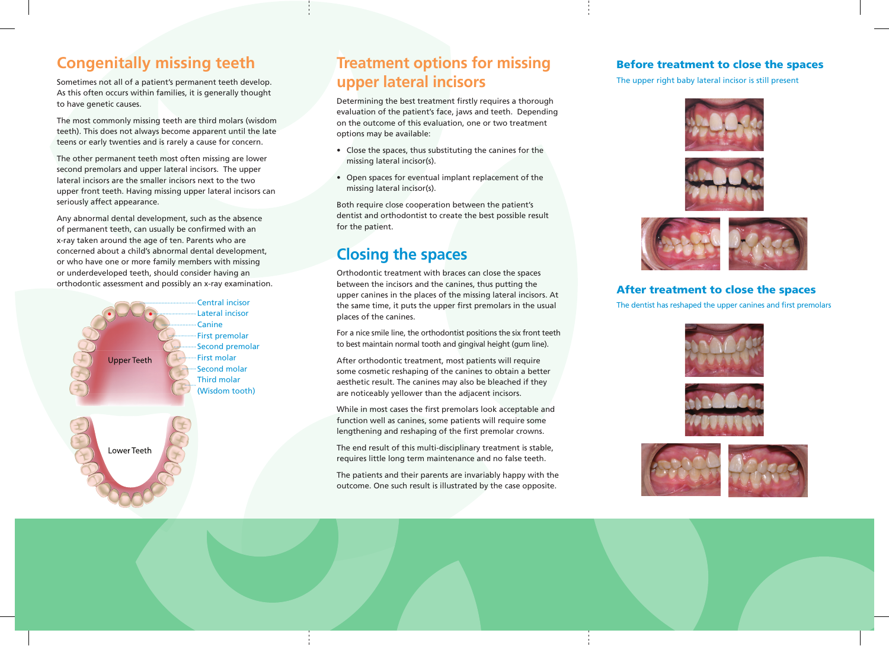## Congenitally missing teeth

Sometimes not all of a patient's permanent teeth develop. As this often occurs within families, it is generally thought to have genetic causes.

The most commonly missing teeth are third molars (wisdom teeth). This does not always become apparent until the late teens or early twenties and is rarely a cause for concern.

The other permanent teeth most often missing are lower second premolars and upper lateral incisors. The upper lateral incisors are the smaller incisors next to the two upper front teeth. Having missing upper lateral incisors can seriously affect appearance.

Any abnormal dental development, such as the absence of permanent teeth, can usually be confirmed with an x-ray taken around the age of ten. Parents who are concerned about a child's abnormal dental development, or who have one or more family members with missing or underdeveloped teeth, should consider having an orthodontic assessment and possibly an x-ray examination.

Upper Teeth

Central incisor
Lateral incisor
Canine
First premolar
Second premolar
First molar
Second molar
Third molar
(Wisdom tooth)

Lower Teeth

## Treatment options for missing upper lateral incisors

Determining the best treatment firstly requires a thorough evaluation of the patient's face, jaws and teeth. Depending on the outcome of this evaluation, one or two treatment options may be available:

- Close the spaces, thus substituting the canines for the missing lateral incisor(s).
- Open spaces for eventual implant replacement of the missing lateral incisor(s).

Both require close cooperation between the patient's dentist and orthodontist to create the best possible result for the patient.

## Closing the spaces

Orthodontic treatment with braces can close the spaces between the incisors and the canines, thus putting the upper canines in the places of the missing lateral incisors. At the same time, it puts the upper first premolars in the usual places of the canines.

For a nice smile line, the orthodontist positions the six front teeth to best maintain normal tooth and gingival height (gum line).

After orthodontic treatment, most patients will require some cosmetic reshaping of the canines to obtain a better aesthetic result. The canines may also be bleached if they are noticeably yellower than the adjacent incisors.

While in most cases the first premolars look acceptable and function well as canines, some patients will require some lengthening and reshaping of the first premolar crowns.

The end result of this multi-disciplinary treatment is stable, requires little long term maintenance and no false teeth.

The patients and their parents are invariably happy with the outcome. One such result is illustrated by the case opposite.

### Before treatment to close the spaces

The upper right baby lateral incisor is still present

### After treatment to close the spaces

The dentist has reshaped the upper canines and first premolars